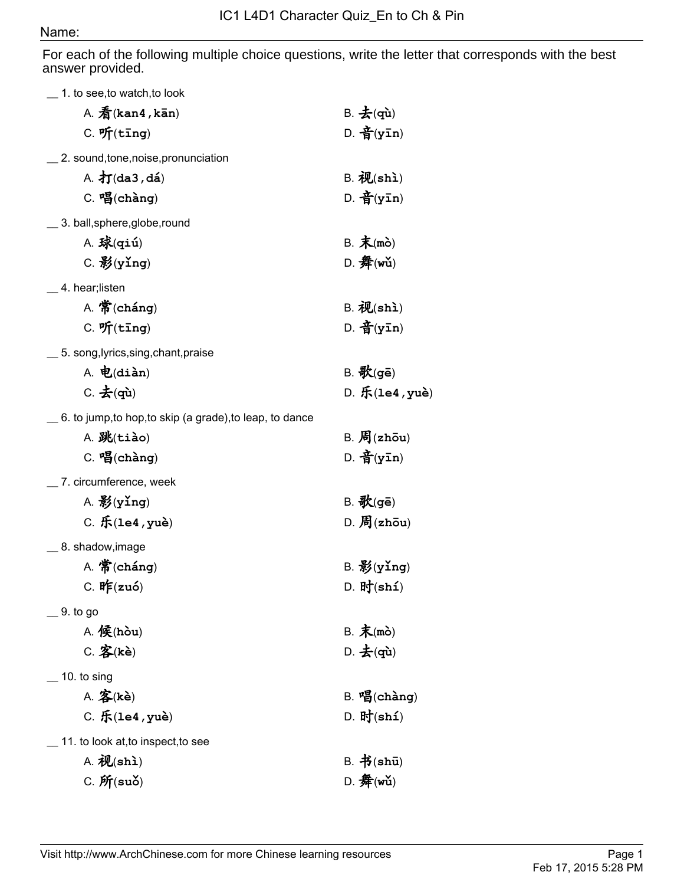# IC1 L4D1 Character Quiz_En to Ch & Pin

Name:

For each of the following multiple choice questions, write the letter that corresponds with the best answer provided.

__ 1. to see,to watch,to look

A. 看(kan4,kān)
B. 去(qù)
C. 听(tīng)
D. 音(yīn)

__ 2. sound,tone,noise,pronunciation

A. 打(da3,dá)
B. 视(shì)
C. 唱(chàng)
D. 音(yīn)

__ 3. ball,sphere,globe,round

A. 球(qiú)
B. 末(mò)
C. 影(yǐng)
D. 舞(wǔ)

__ 4. hear;listen

A. 常(cháng)
B. 视(shì)
C. 听(tīng)
D. 音(yīn)

__ 5. song,lyrics,sing,chant,praise

A. 电(diàn)
B. 歌(gē)
C. 去(qù)
D. 乐(le4,yuè)

__ 6. to jump,to hop,to skip (a grade),to leap, to dance

A. 跳(tiào)
B. 周(zhōu)
C. 唱(chàng)
D. 音(yīn)

__ 7. circumference, week

A. 影(yǐng)
B. 歌(gē)
C. 乐(le4,yuè)
D. 周(zhōu)

__ 8. shadow,image

A. 常(cháng)
B. 影(yǐng)
C. 昨(zuó)
D. 时(shí)

__ 9. to go

A. 候(hòu)
B. 末(mò)
C. 客(kè)
D. 去(qù)

__ 10. to sing

A. 客(kè)
B. 唱(chàng)
C. 乐(le4,yuè)
D. 时(shí)

__ 11. to look at,to inspect,to see

A. 视(shì)
B. 书(shū)
C. 所(suǒ)
D. 舞(wǔ)

Visit http://www.ArchChinese.com for more Chinese learning resources

Feb 17, 2015 5:28 PM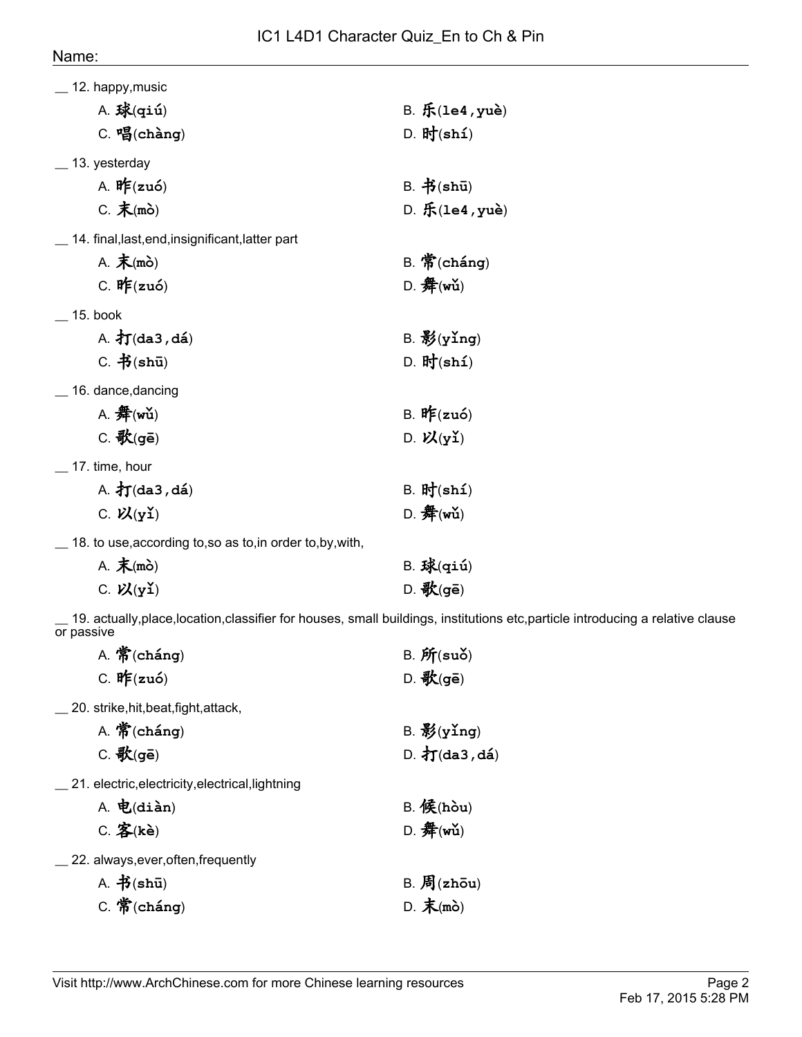Name:

__ 12. happy,music

A. 球(qiú)　　B. 乐(le4,yuè)
C. 唱(chàng)　　D. 时(shí)

__ 13. yesterday

A. 昨(zuó)　　B. 书(shū)
C. 末(mò)　　D. 乐(le4,yuè)

__ 14. final,last,end,insignificant,latter part

A. 末(mò)　　B. 常(cháng)
C. 昨(zuó)　　D. 舞(wǔ)

__ 15. book

A. 打(da3,dá)　　B. 影(yǐng)
C. 书(shū)　　D. 时(shí)

__ 16. dance,dancing

A. 舞(wǔ)　　B. 昨(zuó)
C. 歌(gē)　　D. 以(yǐ)

__ 17. time, hour

A. 打(da3,dá)　　B. 时(shí)
C. 以(yǐ)　　D. 舞(wǔ)

__ 18. to use,according to,so as to,in order to,by,with,

A. 末(mò)　　B. 球(qiú)
C. 以(yǐ)　　D. 歌(gē)

__ 19. actually,place,location,classifier for houses, small buildings, institutions etc,particle introducing a relative clause or passive

A. 常(cháng)　　B. 所(suǒ)
C. 昨(zuó)　　D. 歌(gē)

__ 20. strike,hit,beat,fight,attack,

A. 常(cháng)　　B. 影(yǐng)
C. 歌(gē)　　D. 打(da3,dá)

__ 21. electric,electricity,electrical,lightning

A. 电(diàn)　　B. 候(hòu)
C. 客(kè)　　D. 舞(wǔ)

__ 22. always,ever,often,frequently

A. 书(shū)　　B. 周(zhōu)
C. 常(cháng)　　D. 末(mò)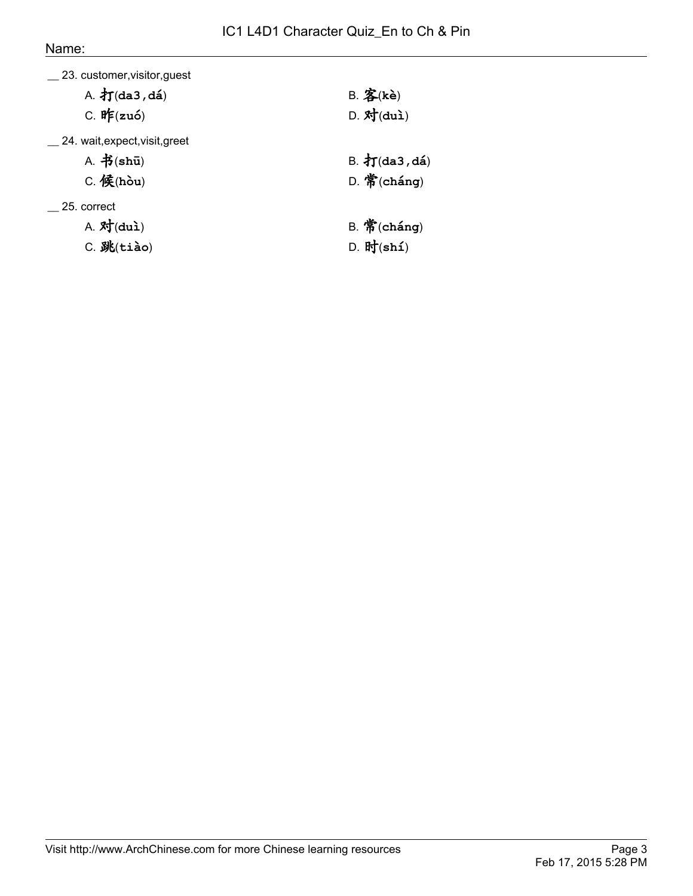Name:

__ 23. customer,visitor,guest

A. 打(**da3,dá**)
B. 客(**kè**)
C. 昨(**zuó**)
D. 对(**duì**)

__ 24. wait,expect,visit,greet

A. 书(**shū**)
B. 打(**da3,dá**)
C. 候(**hòu**)
D. 常(**cháng**)

__ 25. correct

A. 对(**duì**)
B. 常(**cháng**)
C. 跳(**tiào**)
D. 时(**shí**)